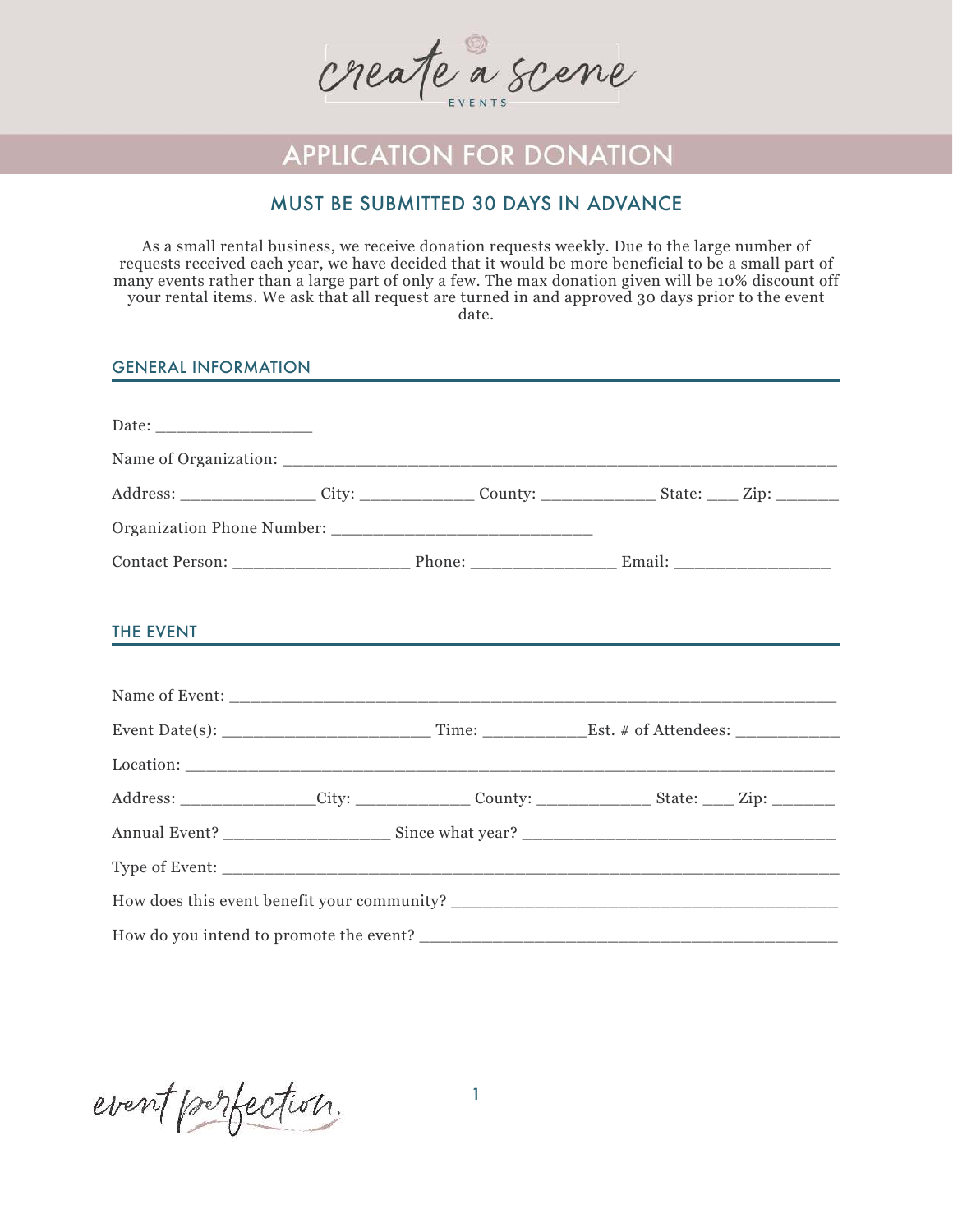create a scene
EVENTS

# APPLICATION FOR DONATION

## MUST BE SUBMITTED 30 DAYS IN ADVANCE

As a small rental business, we receive donation requests weekly. Due to the large number of requests received each year, we have decided that it would be more beneficial to be a small part of many events rather than a large part of only a few. The max donation given will be 10% discount off your rental items. We ask that all request are turned in and approved 30 days prior to the event date.

### GENERAL INFORMATION

Date: _________________

Name of Organization: ____________________________________________________________

Address: _______________ City: _____________ County: _____________ State: ____ Zip: _______

Organization Phone Number: ____________________________

Contact Person: ___________________ Phone: _______________ Email: ________________

### THE EVENT

Name of Event: ____________________________________________________________________

Event Date(s): _______________________ Time: ___________Est. # of Attendees: ___________

Location: _________________________________________________________________________

Address: _______________City: _____________ County: _____________ State: ____ Zip: _______

Annual Event? __________________ Since what year? __________________________________

Type of Event: _____________________________________________________________________

How does this event benefit your community? ________________________________________

How do you intend to promote the event? ____________________________________________

event perfection.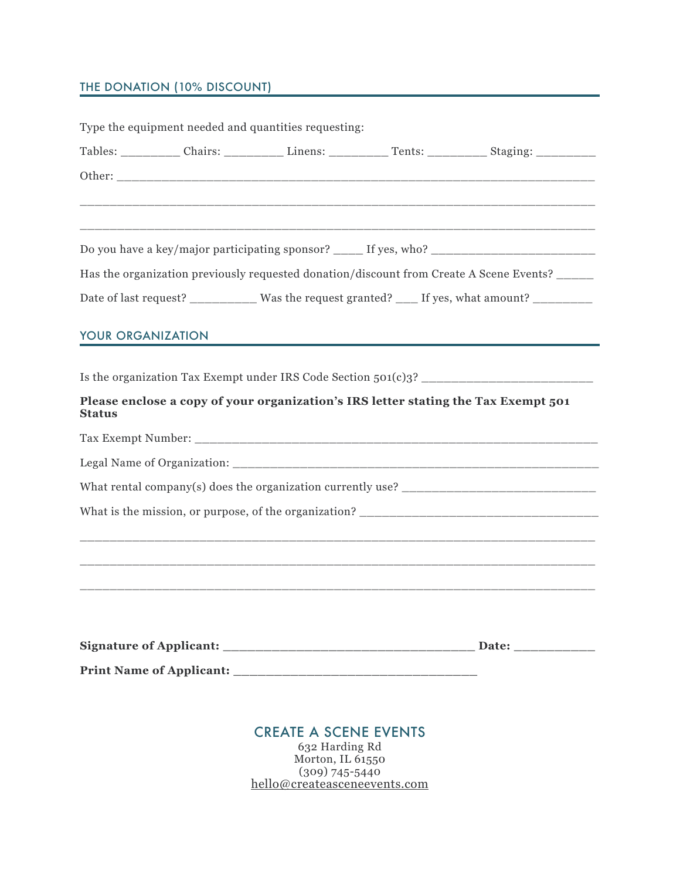## THE DONATION (10% DISCOUNT)

Type the equipment needed and quantities requesting:

Tables: _________ Chairs: _________ Linens: _________ Tents: _________ Staging: _________

Other: ___________________________________________________________________________

______________________________________________________________________________

______________________________________________________________________________

Do you have a key/major participating sponsor? _____ If yes, who? _________________________

Has the organization previously requested donation/discount from Create A Scene Events? ______

Date of last request? __________ Was the request granted? ___ If yes, what amount? _________

## YOUR ORGANIZATION

Is the organization Tax Exempt under IRS Code Section 501(c)3? _________________________

**Please enclose a copy of your organization's IRS letter stating the Tax Exempt 501 Status**

Tax Exempt Number: ______________________________________________________________

Legal Name of Organization: _______________________________________________________

What rental company(s) does the organization currently use? ______________________________

What is the mission, or purpose, of the organization? ____________________________________

______________________________________________________________________________

______________________________________________________________________________

______________________________________________________________________________

**Signature of Applicant: ___________________________________ Date: ___________**

**Print Name of Applicant: __________________________________**

CREATE A SCENE EVENTS
632 Harding Rd
Morton, IL 61550
(309) 745-5440
hello@createasceneevents.com